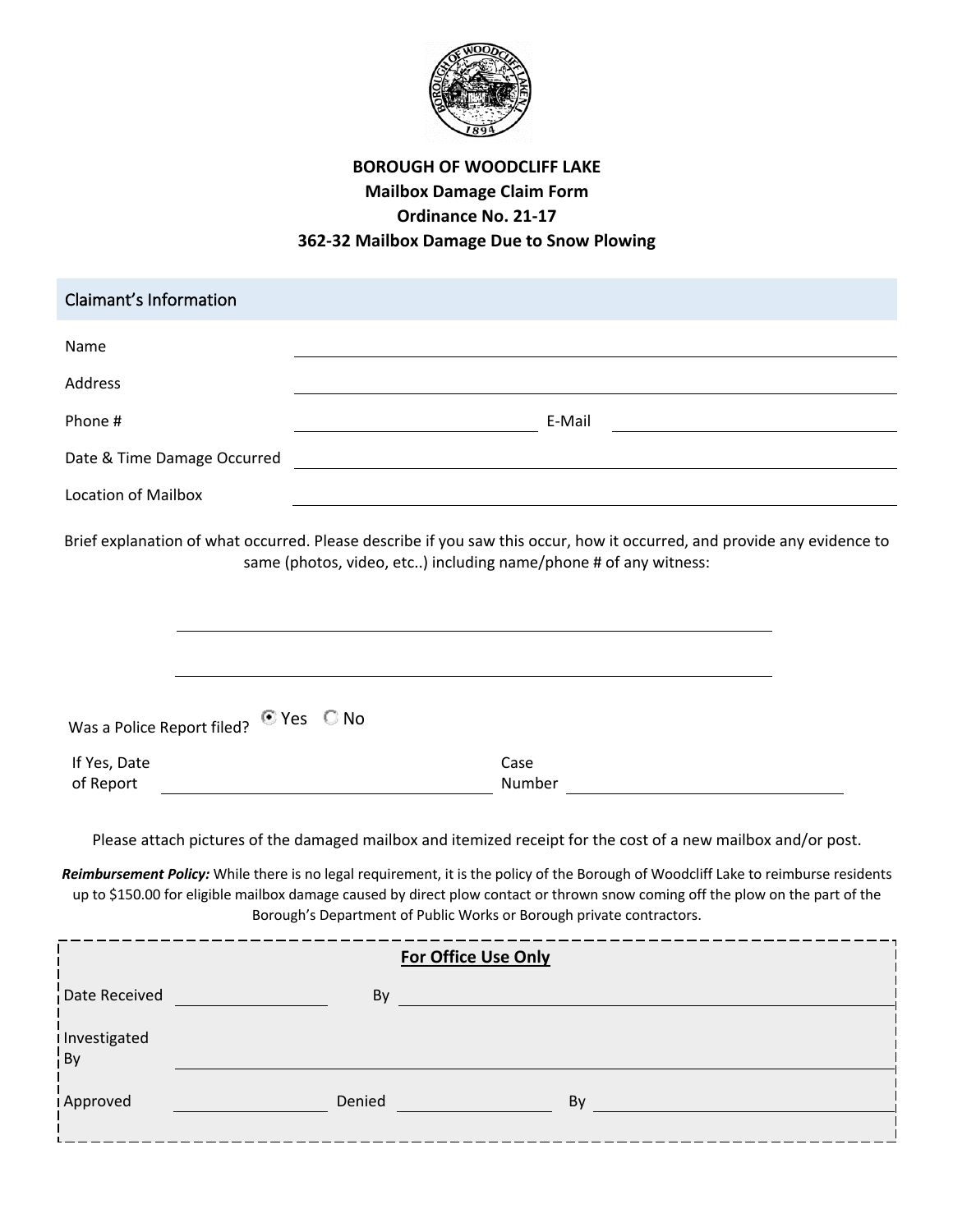**BOROUGH OF WOODCLIFF LAKE**
**Mailbox Damage Claim Form**
**Ordinance No. 21-17**
**362-32 Mailbox Damage Due to Snow Plowing**

## Claimant's Information

Name ______________________________

Address ______________________________

Phone # ______________ E-Mail ______________

Date & Time Damage Occurred ______________________________

Location of Mailbox ______________________________

Brief explanation of what occurred. Please describe if you saw this occur, how it occurred, and provide any evidence to same (photos, video, etc..) including name/phone # of any witness:

______________________________

______________________________

Was a Police Report filed? (•) Yes ( ) No

If Yes, Date of Report ______________ Case Number ______________

Please attach pictures of the damaged mailbox and itemized receipt for the cost of a new mailbox and/or post.

***Reimbursement Policy:*** While there is no legal requirement, it is the policy of the Borough of Woodcliff Lake to reimburse residents up to $150.00 for eligible mailbox damage caused by direct plow contact or thrown snow coming off the plow on the part of the Borough's Department of Public Works or Borough private contractors.

**For Office Use Only**

Date Received ______________ By ______________

Investigated By ______________

Approved ______________ Denied ______________ By ______________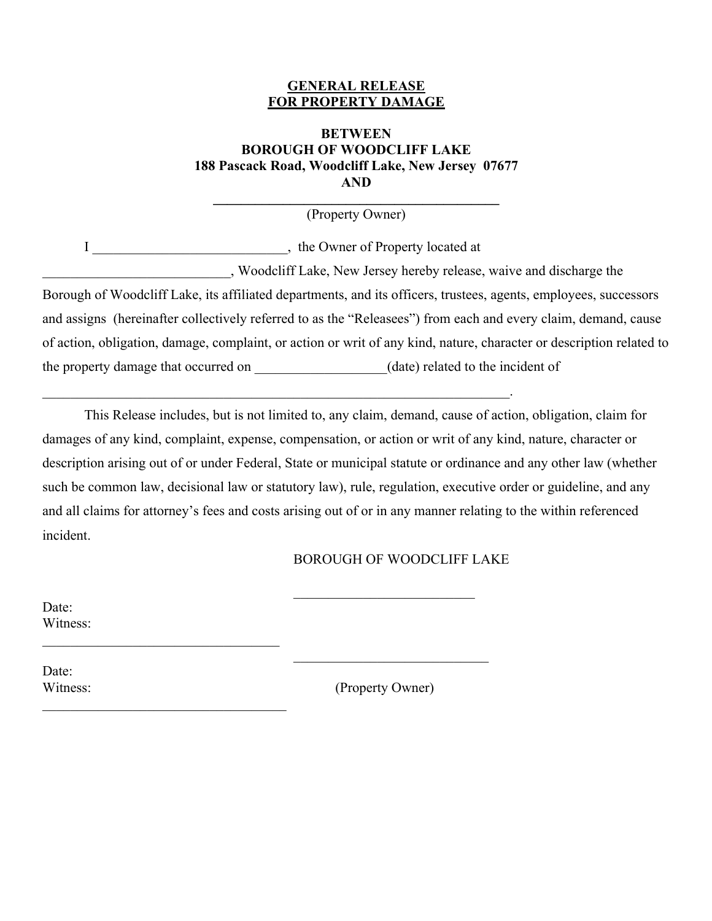**GENERAL RELEASE**
**FOR PROPERTY DAMAGE**

**BETWEEN**
**BOROUGH OF WOODCLIFF LAKE**
**188 Pascack Road, Woodcliff Lake, New Jersey 07677**
**AND**

\_\_\_\_\_\_\_\_\_\_\_\_\_\_\_\_\_\_\_\_\_\_\_\_\_\_\_\_\_\_\_\_\_\_\_\_\_\_\_\_\_\_\_\_\_
(Property Owner)

I \_\_\_\_\_\_\_\_\_\_\_\_\_\_\_\_\_\_\_\_\_\_\_\_\_\_\_\_, the Owner of Property located at \_\_\_\_\_\_\_\_\_\_\_\_\_\_\_\_\_\_\_\_\_\_\_\_\_\_\_, Woodcliff Lake, New Jersey hereby release, waive and discharge the Borough of Woodcliff Lake, its affiliated departments, and its officers, trustees, agents, employees, successors and assigns (hereinafter collectively referred to as the "Releasees") from each and every claim, demand, cause of action, obligation, damage, complaint, or action or writ of any kind, nature, character or description related to the property damage that occurred on \_\_\_\_\_\_\_\_\_\_\_\_\_\_\_\_\_\_(date) related to the incident of \_\_\_\_\_\_\_\_\_\_\_\_\_\_\_\_\_\_\_\_\_\_\_\_\_\_\_\_\_\_\_\_\_\_\_\_\_\_\_\_\_\_\_\_\_\_\_\_\_\_\_\_\_\_\_\_\_\_\_\_\_\_\_\_\_\_\_\_.

This Release includes, but is not limited to, any claim, demand, cause of action, obligation, claim for damages of any kind, complaint, expense, compensation, or action or writ of any kind, nature, character or description arising out of or under Federal, State or municipal statute or ordinance and any other law (whether such be common law, decisional law or statutory law), rule, regulation, executive order or guideline, and any and all claims for attorney's fees and costs arising out of or in any manner relating to the within referenced incident.

BOROUGH OF WOODCLIFF LAKE

\_\_\_\_\_\_\_\_\_\_\_\_\_\_\_\_\_\_\_\_\_\_\_\_\_\_

Date:
Witness:

\_\_\_\_\_\_\_\_\_\_\_\_\_\_\_\_\_\_\_\_\_\_\_\_\_\_\_\_\_\_\_\_\_\_

\_\_\_\_\_\_\_\_\_\_\_\_\_\_\_\_\_\_\_\_\_\_\_\_\_\_\_\_

Date:
Witness:

(Property Owner)

\_\_\_\_\_\_\_\_\_\_\_\_\_\_\_\_\_\_\_\_\_\_\_\_\_\_\_\_\_\_\_\_\_\_\_